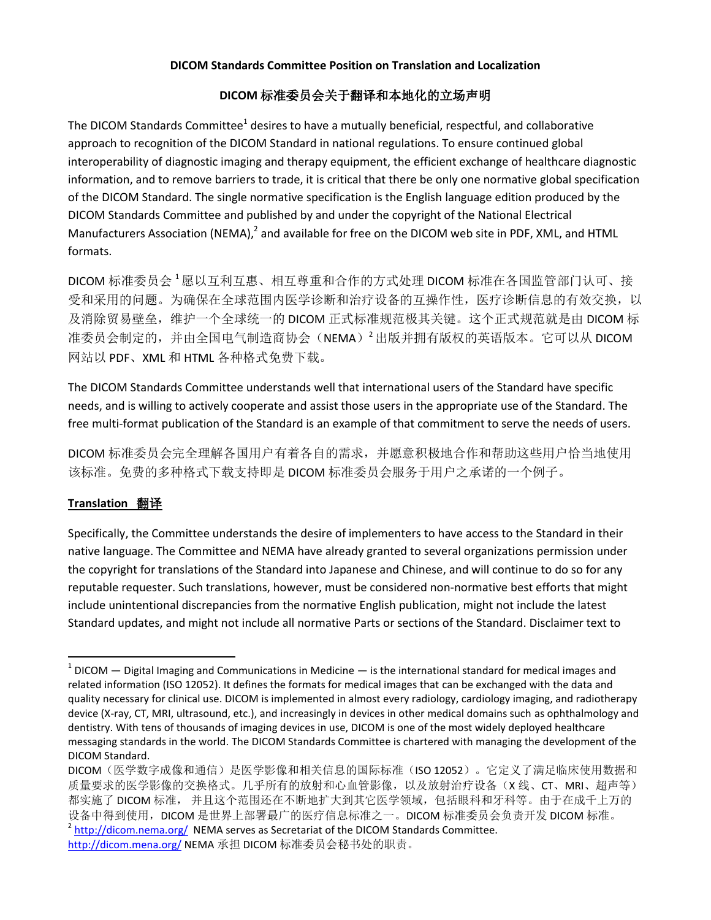**DICOM Standards Committee Position on Translation and Localization**

**DICOM 标准委员会关于翻译和本地化的立场声明**

The DICOM Standards Committee[1] desires to have a mutually beneficial, respectful, and collaborative approach to recognition of the DICOM Standard in national regulations. To ensure continued global interoperability of diagnostic imaging and therapy equipment, the efficient exchange of healthcare diagnostic information, and to remove barriers to trade, it is critical that there be only one normative global specification of the DICOM Standard. The single normative specification is the English language edition produced by the DICOM Standards Committee and published by and under the copyright of the National Electrical Manufacturers Association (NEMA),[2] and available for free on the DICOM web site in PDF, XML, and HTML formats.

DICOM 标准委员会[1]愿以互利互惠、相互尊重和合作的方式处理 DICOM 标准在各国监管部门认可、接受和采用的问题。为确保在全球范围内医学诊断和治疗设备的互操作性，医疗诊断信息的有效交换，以及消除贸易壁垒，维护一个全球统一的 DICOM 正式标准规范极其关键。这个正式规范就是由 DICOM 标准委员会制定的，并由全国电气制造商协会（NEMA）[2]出版并拥有版权的英语版本。它可以从 DICOM 网站以 PDF、XML 和 HTML 各种格式免费下载。

The DICOM Standards Committee understands well that international users of the Standard have specific needs, and is willing to actively cooperate and assist those users in the appropriate use of the Standard. The free multi-format publication of the Standard is an example of that commitment to serve the needs of users.

DICOM 标准委员会完全理解各国用户有着各自的需求，并愿意积极地合作和帮助这些用户恰当地使用该标准。免费的多种格式下载支持即是 DICOM 标准委员会服务于用户之承诺的一个例子。

**Translation 翻译**

Specifically, the Committee understands the desire of implementers to have access to the Standard in their native language. The Committee and NEMA have already granted to several organizations permission under the copyright for translations of the Standard into Japanese and Chinese, and will continue to do so for any reputable requester. Such translations, however, must be considered non-normative best efforts that might include unintentional discrepancies from the normative English publication, might not include the latest Standard updates, and might not include all normative Parts or sections of the Standard. Disclaimer text to

---

[1] DICOM — Digital Imaging and Communications in Medicine — is the international standard for medical images and related information (ISO 12052). It defines the formats for medical images that can be exchanged with the data and quality necessary for clinical use. DICOM is implemented in almost every radiology, cardiology imaging, and radiotherapy device (X-ray, CT, MRI, ultrasound, etc.), and increasingly in devices in other medical domains such as ophthalmology and dentistry. With tens of thousands of imaging devices in use, DICOM is one of the most widely deployed healthcare messaging standards in the world. The DICOM Standards Committee is chartered with managing the development of the DICOM Standard.

DICOM（医学数字成像和通信）是医学影像和相关信息的国际标准（ISO 12052）。它定义了满足临床使用数据和质量要求的医学影像的交换格式。几乎所有的放射和心血管影像，以及放射治疗设备（X 线、CT、MRI、超声等）都实施了 DICOM 标准， 并且这个范围还在不断地扩大到其它医学领域，包括眼科和牙科等。由于在成千上万的设备中得到使用，DICOM 是世界上部署最广的医疗信息标准之一。DICOM 标准委员会负责开发 DICOM 标准。

[2] http://dicom.nema.org/ NEMA serves as Secretariat of the DICOM Standards Committee.

http://dicom.mena.org/ NEMA 承担 DICOM 标准委员会秘书处的职责。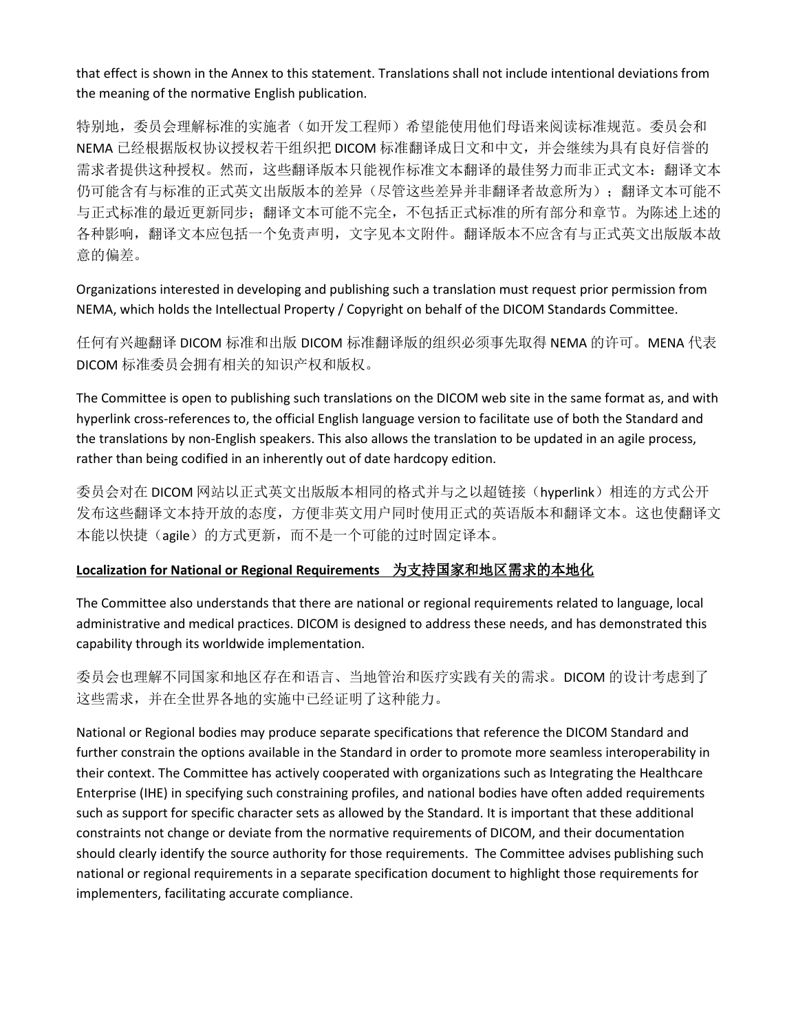that effect is shown in the Annex to this statement. Translations shall not include intentional deviations from the meaning of the normative English publication.

特别地，委员会理解标准的实施者（如开发工程师）希望能使用他们母语来阅读标准规范。委员会和 NEMA 已经根据版权协议授权若干组织把 DICOM 标准翻译成日文和中文，并会继续为具有良好信誉的需求者提供这种授权。然而，这些翻译版本只能视作标准文本翻译的最佳努力而非正式文本：翻译文本仍可能含有与标准的正式英文出版版本的差异（尽管这些差异并非翻译者故意所为）；翻译文本可能不与正式标准的最近更新同步；翻译文本可能不完全，不包括正式标准的所有部分和章节。为陈述上述的各种影响，翻译文本应包括一个免责声明，文字见本文附件。翻译版本不应含有与正式英文出版版本故意的偏差。

Organizations interested in developing and publishing such a translation must request prior permission from NEMA, which holds the Intellectual Property / Copyright on behalf of the DICOM Standards Committee.

任何有兴趣翻译 DICOM 标准和出版 DICOM 标准翻译版的组织必须事先取得 NEMA 的许可。MENA 代表 DICOM 标准委员会拥有相关的知识产权和版权。

The Committee is open to publishing such translations on the DICOM web site in the same format as, and with hyperlink cross-references to, the official English language version to facilitate use of both the Standard and the translations by non-English speakers. This also allows the translation to be updated in an agile process, rather than being codified in an inherently out of date hardcopy edition.

委员会对在 DICOM 网站以正式英文出版版本相同的格式并与之以超链接（hyperlink）相连的方式公开发布这些翻译文本持开放的态度，方便非英文用户同时使用正式的英语版本和翻译文本。这也使翻译文本能以快捷（agile）的方式更新，而不是一个可能的过时固定译本。

**Localization for National or Regional Requirements　为支持国家和地区需求的本地化**

The Committee also understands that there are national or regional requirements related to language, local administrative and medical practices. DICOM is designed to address these needs, and has demonstrated this capability through its worldwide implementation.

委员会也理解不同国家和地区存在和语言、当地管治和医疗实践有关的需求。DICOM 的设计考虑到了这些需求，并在全世界各地的实施中已经证明了这种能力。

National or Regional bodies may produce separate specifications that reference the DICOM Standard and further constrain the options available in the Standard in order to promote more seamless interoperability in their context. The Committee has actively cooperated with organizations such as Integrating the Healthcare Enterprise (IHE) in specifying such constraining profiles, and national bodies have often added requirements such as support for specific character sets as allowed by the Standard. It is important that these additional constraints not change or deviate from the normative requirements of DICOM, and their documentation should clearly identify the source authority for those requirements. The Committee advises publishing such national or regional requirements in a separate specification document to highlight those requirements for implementers, facilitating accurate compliance.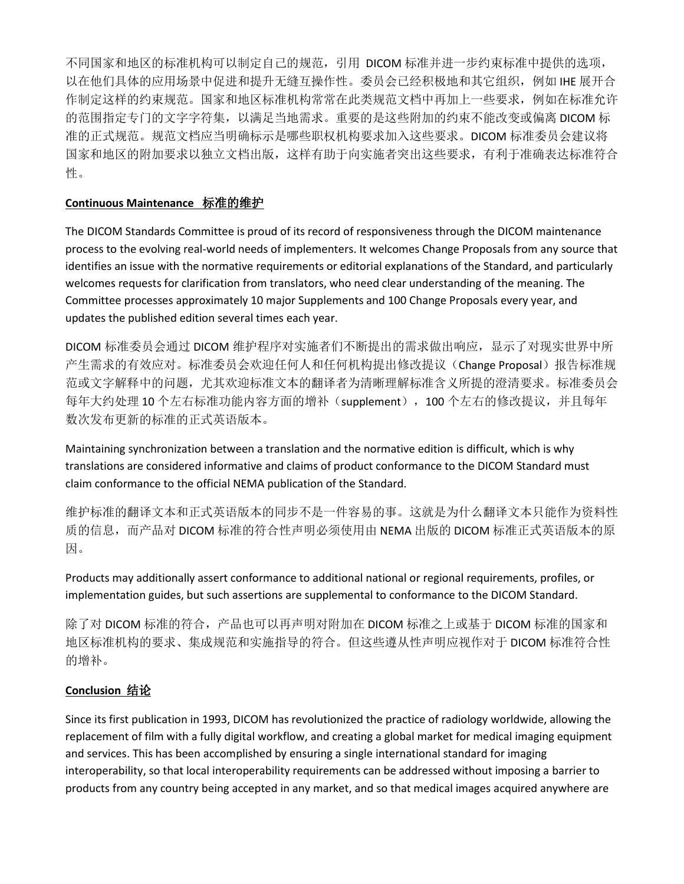不同国家和地区的标准机构可以制定自己的规范，引用 DICOM 标准并进一步约束标准中提供的选项，以在他们具体的应用场景中促进和提升无缝互操作性。委员会已经积极地和其它组织，例如 IHE 展开合作制定这样的约束规范。国家和地区标准机构常常在此类规范文档中再加上一些要求，例如在标准允许的范围指定专门的文字字符集，以满足当地需求。重要的是这些附加的约束不能改变或偏离 DICOM 标准的正式规范。规范文档应当明确标示是哪些职权机构要求加入这些要求。DICOM 标准委员会建议将国家和地区的附加要求以独立文档出版，这样有助于向实施者突出这些要求，有利于准确表达标准符合性。

## Continuous Maintenance 标准的维护

The DICOM Standards Committee is proud of its record of responsiveness through the DICOM maintenance process to the evolving real-world needs of implementers. It welcomes Change Proposals from any source that identifies an issue with the normative requirements or editorial explanations of the Standard, and particularly welcomes requests for clarification from translators, who need clear understanding of the meaning. The Committee processes approximately 10 major Supplements and 100 Change Proposals every year, and updates the published edition several times each year.

DICOM 标准委员会通过 DICOM 维护程序对实施者们不断提出的需求做出响应，显示了对现实世界中所产生需求的有效应对。标准委员会欢迎任何人和任何机构提出修改提议（Change Proposal）报告标准规范或文字解释中的问题，尤其欢迎标准文本的翻译者为清晰理解标准含义所提的澄清要求。标准委员会每年大约处理 10 个左右标准功能内容方面的增补（supplement），100 个左右的修改提议，并且每年数次发布更新的标准的正式英语版本。

Maintaining synchronization between a translation and the normative edition is difficult, which is why translations are considered informative and claims of product conformance to the DICOM Standard must claim conformance to the official NEMA publication of the Standard.

维护标准的翻译文本和正式英语版本的同步不是一件容易的事。这就是为什么翻译文本只能作为资料性质的信息，而产品对 DICOM 标准的符合性声明必须使用由 NEMA 出版的 DICOM 标准正式英语版本的原因。

Products may additionally assert conformance to additional national or regional requirements, profiles, or implementation guides, but such assertions are supplemental to conformance to the DICOM Standard.

除了对 DICOM 标准的符合，产品也可以再声明对附加在 DICOM 标准之上或基于 DICOM 标准的国家和地区标准机构的要求、集成规范和实施指导的符合。但这些遵从性声明应视作对于 DICOM 标准符合性的增补。

## Conclusion 结论

Since its first publication in 1993, DICOM has revolutionized the practice of radiology worldwide, allowing the replacement of film with a fully digital workflow, and creating a global market for medical imaging equipment and services. This has been accomplished by ensuring a single international standard for imaging interoperability, so that local interoperability requirements can be addressed without imposing a barrier to products from any country being accepted in any market, and so that medical images acquired anywhere are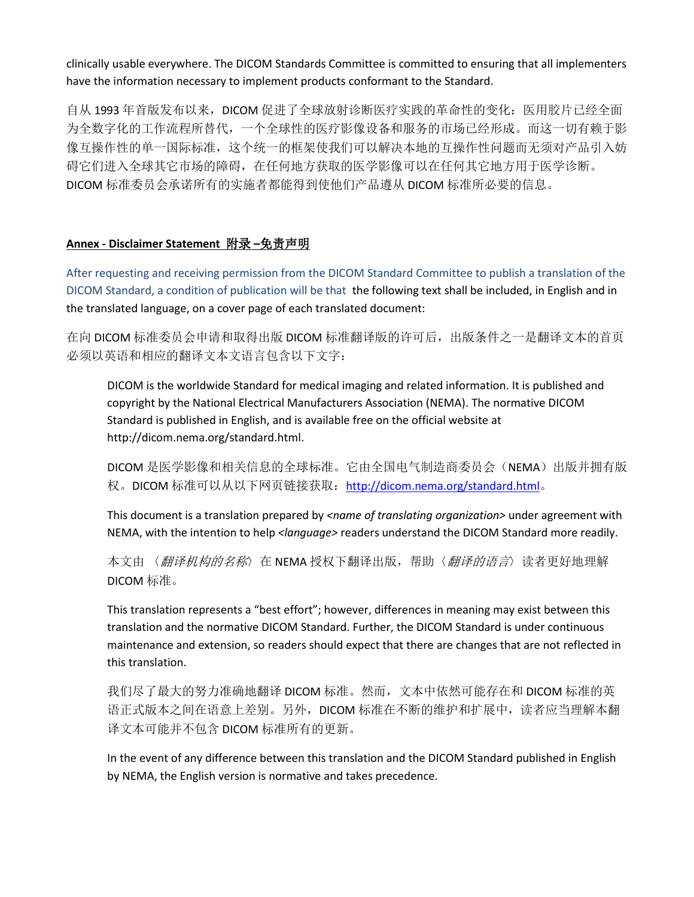clinically usable everywhere. The DICOM Standards Committee is committed to ensuring that all implementers have the information necessary to implement products conformant to the Standard.

自从 1993 年首版发布以来，DICOM 促进了全球放射诊断医疗实践的革命性的变化：医用胶片已经全面为全数字化的工作流程所替代，一个全球性的医疗影像设备和服务的市场已经形成。而这一切有赖于影像互操作性的单一国际标准，这个统一的框架使我们可以解决本地的互操作性问题而无须对产品引入妨碍它们进入全球其它市场的障碍，在任何地方获取的医学影像可以在任何其它地方用于医学诊断。DICOM 标准委员会承诺所有的实施者都能得到使他们产品遵从 DICOM 标准所必要的信息。

**Annex - Disclaimer Statement 附录 –免责声明**

After requesting and receiving permission from the DICOM Standard Committee to publish a translation of the DICOM Standard, a condition of publication will be that the following text shall be included, in English and in the translated language, on a cover page of each translated document:

在向 DICOM 标准委员会申请和取得出版 DICOM 标准翻译版的许可后，出版条件之一是翻译文本的首页必须以英语和相应的翻译文本文语言包含以下文字：

> DICOM is the worldwide Standard for medical imaging and related information. It is published and copyright by the National Electrical Manufacturers Association (NEMA). The normative DICOM Standard is published in English, and is available free on the official website at http://dicom.nema.org/standard.html.
>
> DICOM 是医学影像和相关信息的全球标准。它由全国电气制造商委员会（NEMA）出版并拥有版权。DICOM 标准可以从以下网页链接获取：http://dicom.nema.org/standard.html。
>
> This document is a translation prepared by <*name of translating organization*> under agreement with NEMA, with the intention to help <*language*> readers understand the DICOM Standard more readily.
>
> 本文由〈*翻译机构的名称*〉在 NEMA 授权下翻译出版，帮助〈*翻译的语言*〉读者更好地理解 DICOM 标准。
>
> This translation represents a "best effort"; however, differences in meaning may exist between this translation and the normative DICOM Standard. Further, the DICOM Standard is under continuous maintenance and extension, so readers should expect that there are changes that are not reflected in this translation.
>
> 我们尽了最大的努力准确地翻译 DICOM 标准。然而，文本中依然可能存在和 DICOM 标准的英语正式版本之间在语意上差别。另外，DICOM 标准在不断的维护和扩展中，读者应当理解本翻译文本可能并不包含 DICOM 标准所有的更新。
>
> In the event of any difference between this translation and the DICOM Standard published in English by NEMA, the English version is normative and takes precedence.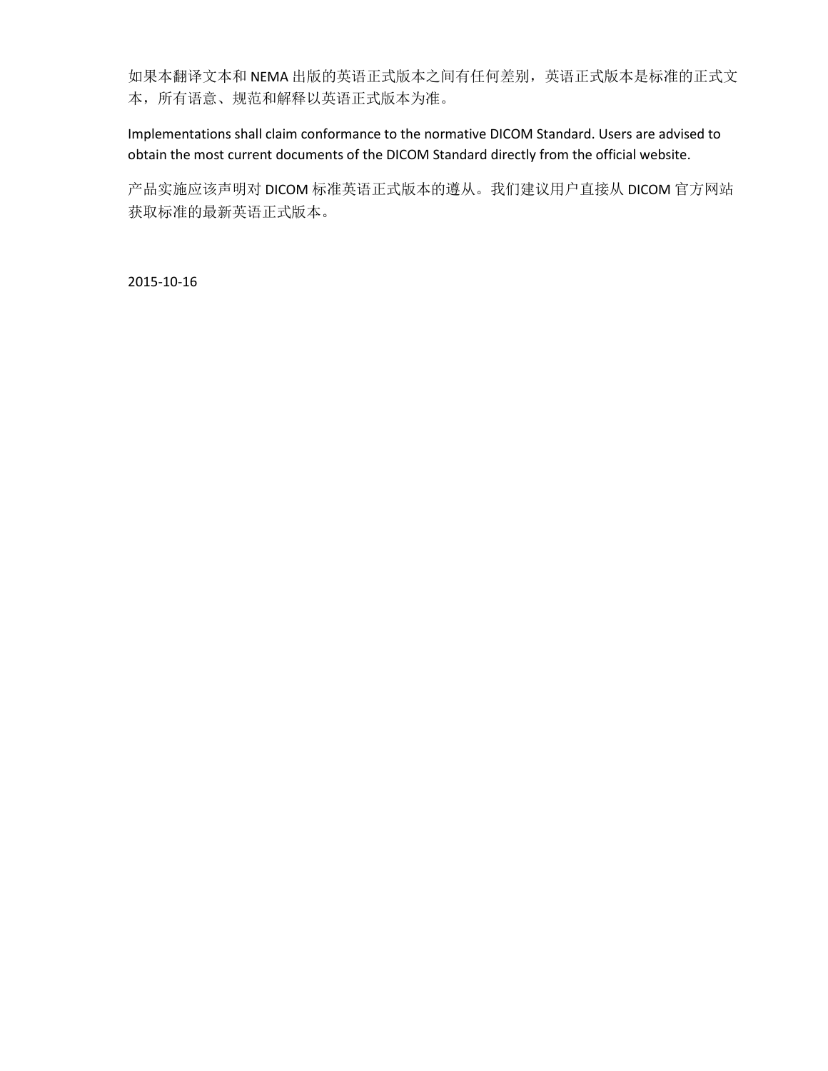如果本翻译文本和 NEMA 出版的英语正式版本之间有任何差别，英语正式版本是标准的正式文本，所有语意、规范和解释以英语正式版本为准。

Implementations shall claim conformance to the normative DICOM Standard. Users are advised to obtain the most current documents of the DICOM Standard directly from the official website.

产品实施应该声明对 DICOM 标准英语正式版本的遵从。我们建议用户直接从 DICOM 官方网站获取标准的最新英语正式版本。

2015-10-16